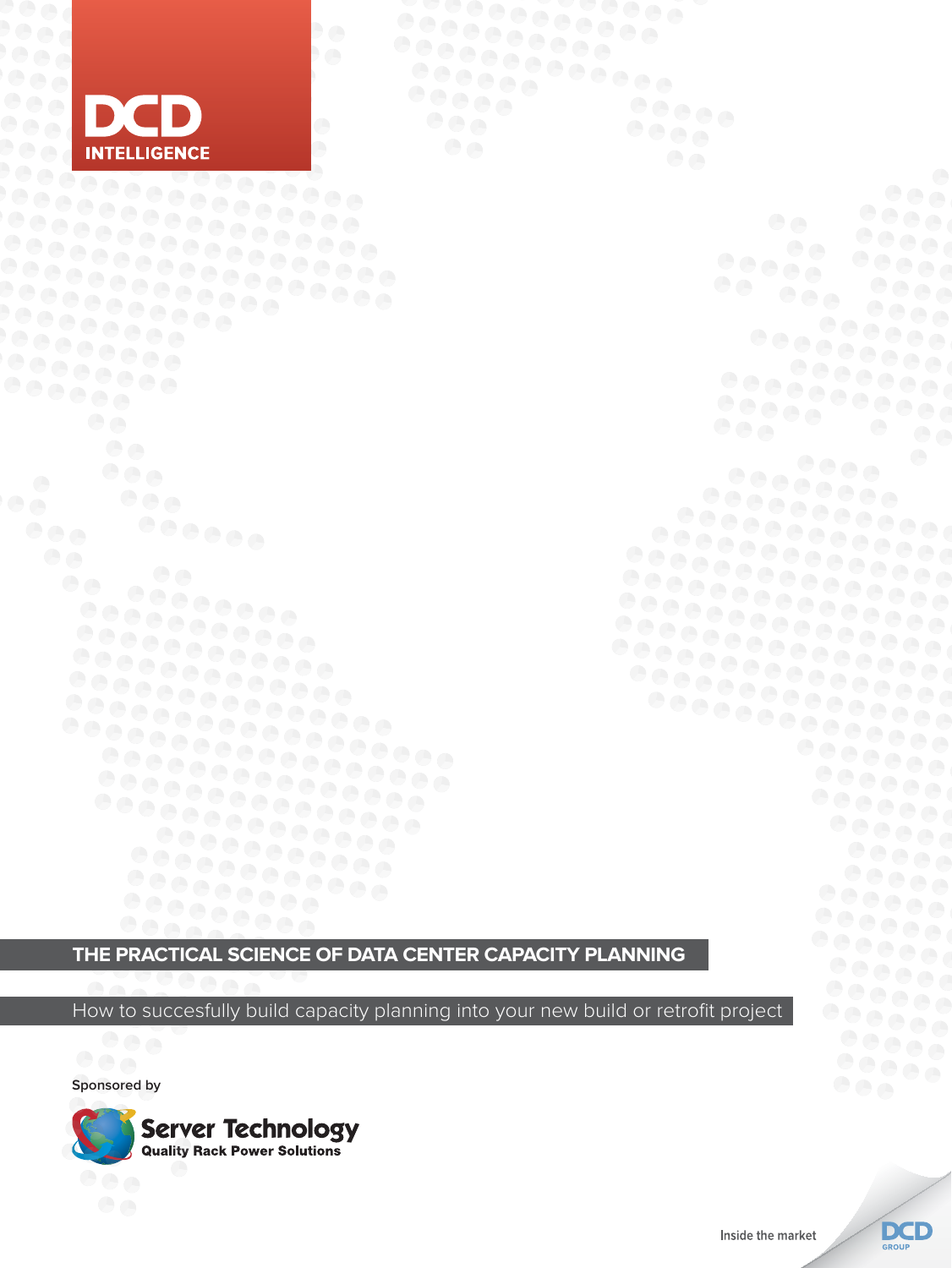DCD INTELLIGENCE

# THE PRACTICAL SCIENCE OF DATA CENTER CAPACITY PLANNING

How to succesfully build capacity planning into your new build or retrofit project

Sponsored by

Server Technology
Quality Rack Power Solutions

Inside the market

DCD GROUP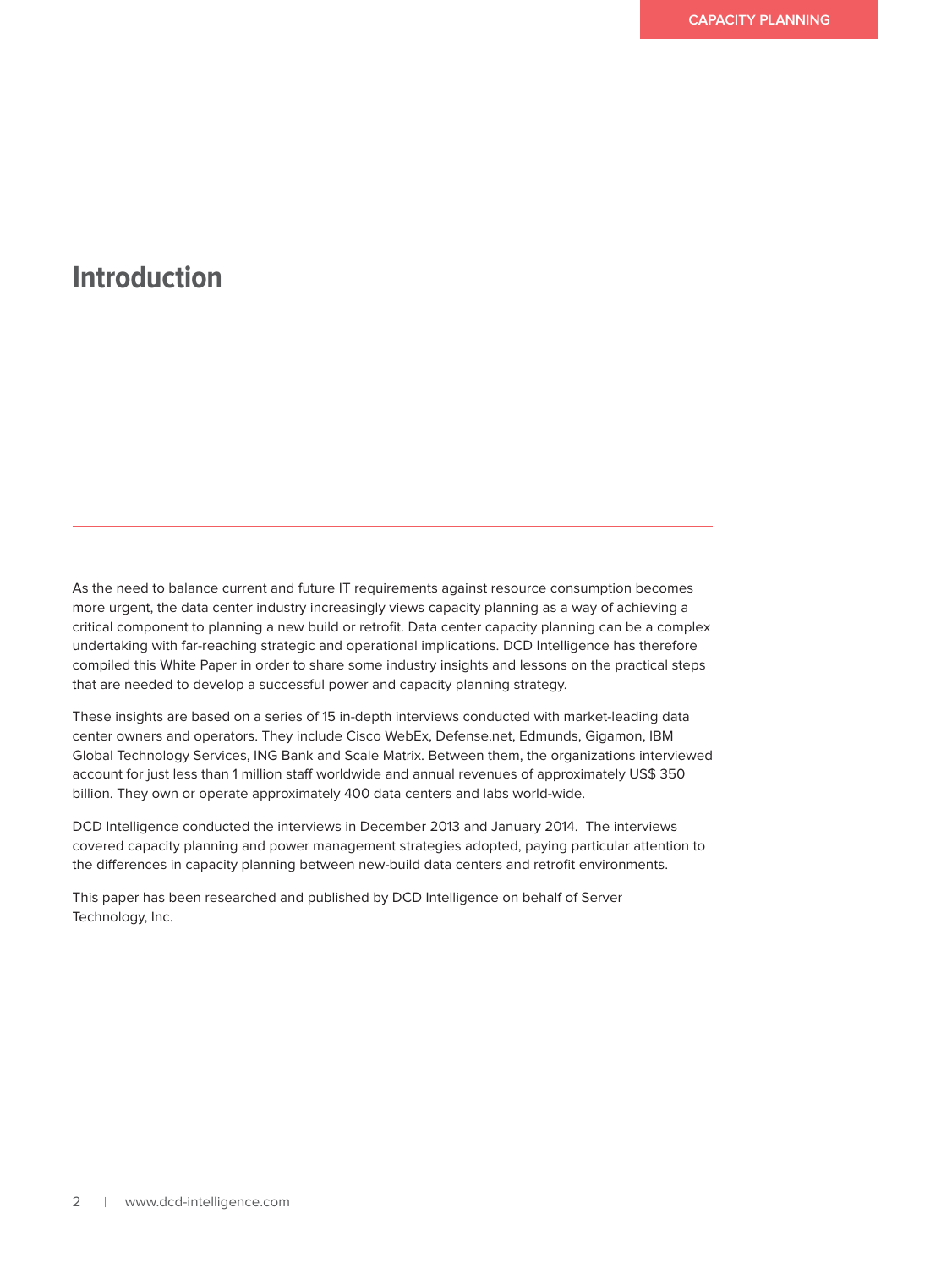# Introduction

As the need to balance current and future IT requirements against resource consumption becomes more urgent, the data center industry increasingly views capacity planning as a way of achieving a critical component to planning a new build or retrofit. Data center capacity planning can be a complex undertaking with far-reaching strategic and operational implications. DCD Intelligence has therefore compiled this White Paper in order to share some industry insights and lessons on the practical steps that are needed to develop a successful power and capacity planning strategy.

These insights are based on a series of 15 in-depth interviews conducted with market-leading data center owners and operators. They include Cisco WebEx, Defense.net, Edmunds, Gigamon, IBM Global Technology Services, ING Bank and Scale Matrix. Between them, the organizations interviewed account for just less than 1 million staff worldwide and annual revenues of approximately US$ 350 billion. They own or operate approximately 400 data centers and labs world-wide.

DCD Intelligence conducted the interviews in December 2013 and January 2014. The interviews covered capacity planning and power management strategies adopted, paying particular attention to the differences in capacity planning between new-build data centers and retrofit environments.

This paper has been researched and published by DCD Intelligence on behalf of Server Technology, Inc.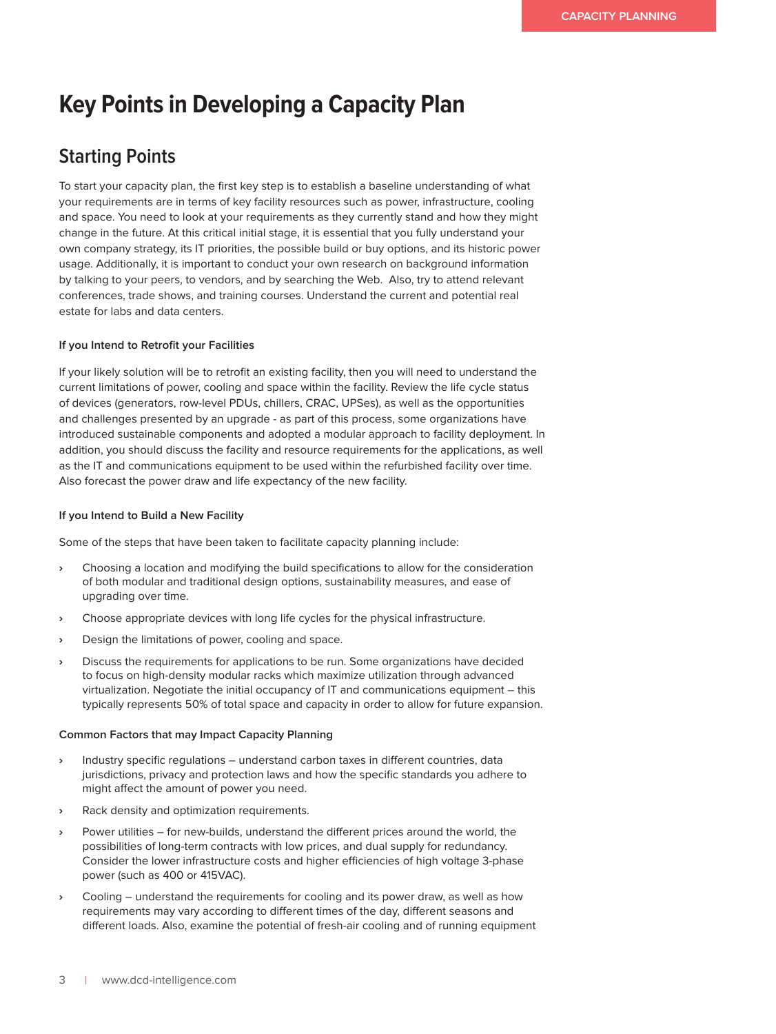# Key Points in Developing a Capacity Plan

## Starting Points

To start your capacity plan, the first key step is to establish a baseline understanding of what your requirements are in terms of key facility resources such as power, infrastructure, cooling and space. You need to look at your requirements as they currently stand and how they might change in the future. At this critical initial stage, it is essential that you fully understand your own company strategy, its IT priorities, the possible build or buy options, and its historic power usage. Additionally, it is important to conduct your own research on background information by talking to your peers, to vendors, and by searching the Web. Also, try to attend relevant conferences, trade shows, and training courses. Understand the current and potential real estate for labs and data centers.

#### If you Intend to Retrofit your Facilities

If your likely solution will be to retrofit an existing facility, then you will need to understand the current limitations of power, cooling and space within the facility. Review the life cycle status of devices (generators, row-level PDUs, chillers, CRAC, UPSes), as well as the opportunities and challenges presented by an upgrade - as part of this process, some organizations have introduced sustainable components and adopted a modular approach to facility deployment. In addition, you should discuss the facility and resource requirements for the applications, as well as the IT and communications equipment to be used within the refurbished facility over time. Also forecast the power draw and life expectancy of the new facility.

#### If you Intend to Build a New Facility

Some of the steps that have been taken to facilitate capacity planning include:

- Choosing a location and modifying the build specifications to allow for the consideration of both modular and traditional design options, sustainability measures, and ease of upgrading over time.
- Choose appropriate devices with long life cycles for the physical infrastructure.
- Design the limitations of power, cooling and space.
- Discuss the requirements for applications to be run. Some organizations have decided to focus on high-density modular racks which maximize utilization through advanced virtualization. Negotiate the initial occupancy of IT and communications equipment – this typically represents 50% of total space and capacity in order to allow for future expansion.

#### Common Factors that may Impact Capacity Planning

- Industry specific regulations – understand carbon taxes in different countries, data jurisdictions, privacy and protection laws and how the specific standards you adhere to might affect the amount of power you need.
- Rack density and optimization requirements.
- Power utilities – for new-builds, understand the different prices around the world, the possibilities of long-term contracts with low prices, and dual supply for redundancy. Consider the lower infrastructure costs and higher efficiencies of high voltage 3-phase power (such as 400 or 415VAC).
- Cooling – understand the requirements for cooling and its power draw, as well as how requirements may vary according to different times of the day, different seasons and different loads. Also, examine the potential of fresh-air cooling and of running equipment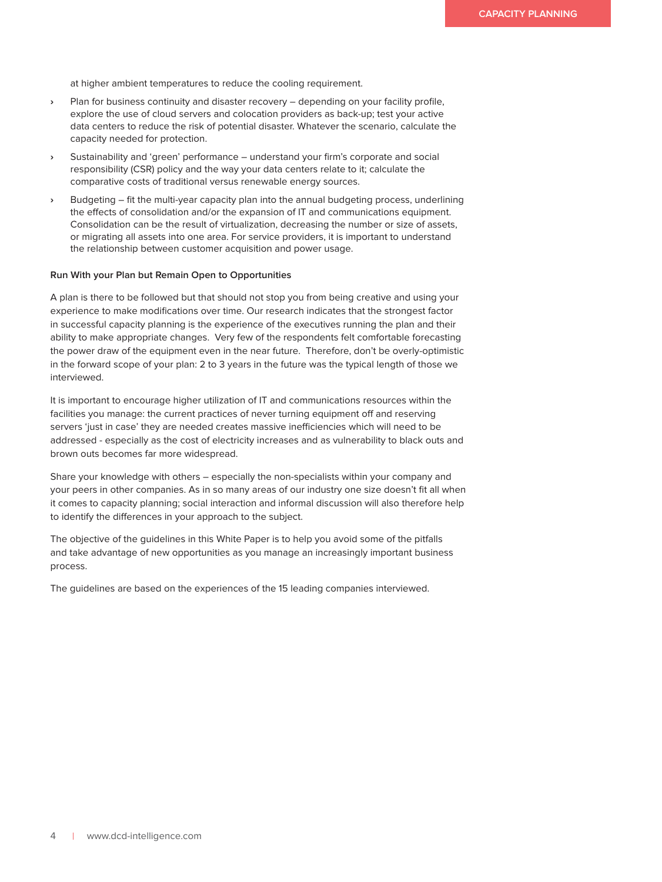at higher ambient temperatures to reduce the cooling requirement.

- Plan for business continuity and disaster recovery – depending on your facility profile, explore the use of cloud servers and colocation providers as back-up; test your active data centers to reduce the risk of potential disaster. Whatever the scenario, calculate the capacity needed for protection.
- Sustainability and 'green' performance – understand your firm's corporate and social responsibility (CSR) policy and the way your data centers relate to it; calculate the comparative costs of traditional versus renewable energy sources.
- Budgeting – fit the multi-year capacity plan into the annual budgeting process, underlining the effects of consolidation and/or the expansion of IT and communications equipment. Consolidation can be the result of virtualization, decreasing the number or size of assets, or migrating all assets into one area. For service providers, it is important to understand the relationship between customer acquisition and power usage.

**Run With your Plan but Remain Open to Opportunities**

A plan is there to be followed but that should not stop you from being creative and using your experience to make modifications over time. Our research indicates that the strongest factor in successful capacity planning is the experience of the executives running the plan and their ability to make appropriate changes. Very few of the respondents felt comfortable forecasting the power draw of the equipment even in the near future. Therefore, don't be overly-optimistic in the forward scope of your plan: 2 to 3 years in the future was the typical length of those we interviewed.

It is important to encourage higher utilization of IT and communications resources within the facilities you manage: the current practices of never turning equipment off and reserving servers 'just in case' they are needed creates massive inefficiencies which will need to be addressed - especially as the cost of electricity increases and as vulnerability to black outs and brown outs becomes far more widespread.

Share your knowledge with others – especially the non-specialists within your company and your peers in other companies. As in so many areas of our industry one size doesn't fit all when it comes to capacity planning; social interaction and informal discussion will also therefore help to identify the differences in your approach to the subject.

The objective of the guidelines in this White Paper is to help you avoid some of the pitfalls and take advantage of new opportunities as you manage an increasingly important business process.

The guidelines are based on the experiences of the 15 leading companies interviewed.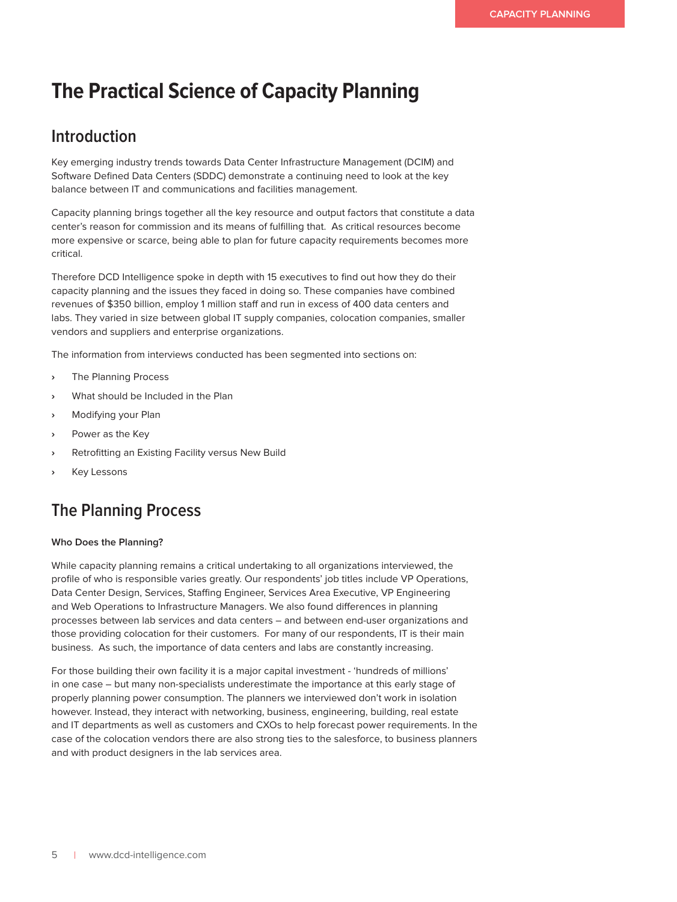# The Practical Science of Capacity Planning

## Introduction

Key emerging industry trends towards Data Center Infrastructure Management (DCIM) and Software Defined Data Centers (SDDC) demonstrate a continuing need to look at the key balance between IT and communications and facilities management.

Capacity planning brings together all the key resource and output factors that constitute a data center's reason for commission and its means of fulfilling that. As critical resources become more expensive or scarce, being able to plan for future capacity requirements becomes more critical.

Therefore DCD Intelligence spoke in depth with 15 executives to find out how they do their capacity planning and the issues they faced in doing so. These companies have combined revenues of $350 billion, employ 1 million staff and run in excess of 400 data centers and labs. They varied in size between global IT supply companies, colocation companies, smaller vendors and suppliers and enterprise organizations.

The information from interviews conducted has been segmented into sections on:

- The Planning Process
- What should be Included in the Plan
- Modifying your Plan
- Power as the Key
- Retrofitting an Existing Facility versus New Build
- Key Lessons

## The Planning Process

**Who Does the Planning?**

While capacity planning remains a critical undertaking to all organizations interviewed, the profile of who is responsible varies greatly. Our respondents' job titles include VP Operations, Data Center Design, Services, Staffing Engineer, Services Area Executive, VP Engineering and Web Operations to Infrastructure Managers. We also found differences in planning processes between lab services and data centers – and between end-user organizations and those providing colocation for their customers. For many of our respondents, IT is their main business. As such, the importance of data centers and labs are constantly increasing.

For those building their own facility it is a major capital investment - 'hundreds of millions' in one case – but many non-specialists underestimate the importance at this early stage of properly planning power consumption. The planners we interviewed don't work in isolation however. Instead, they interact with networking, business, engineering, building, real estate and IT departments as well as customers and CXOs to help forecast power requirements. In the case of the colocation vendors there are also strong ties to the salesforce, to business planners and with product designers in the lab services area.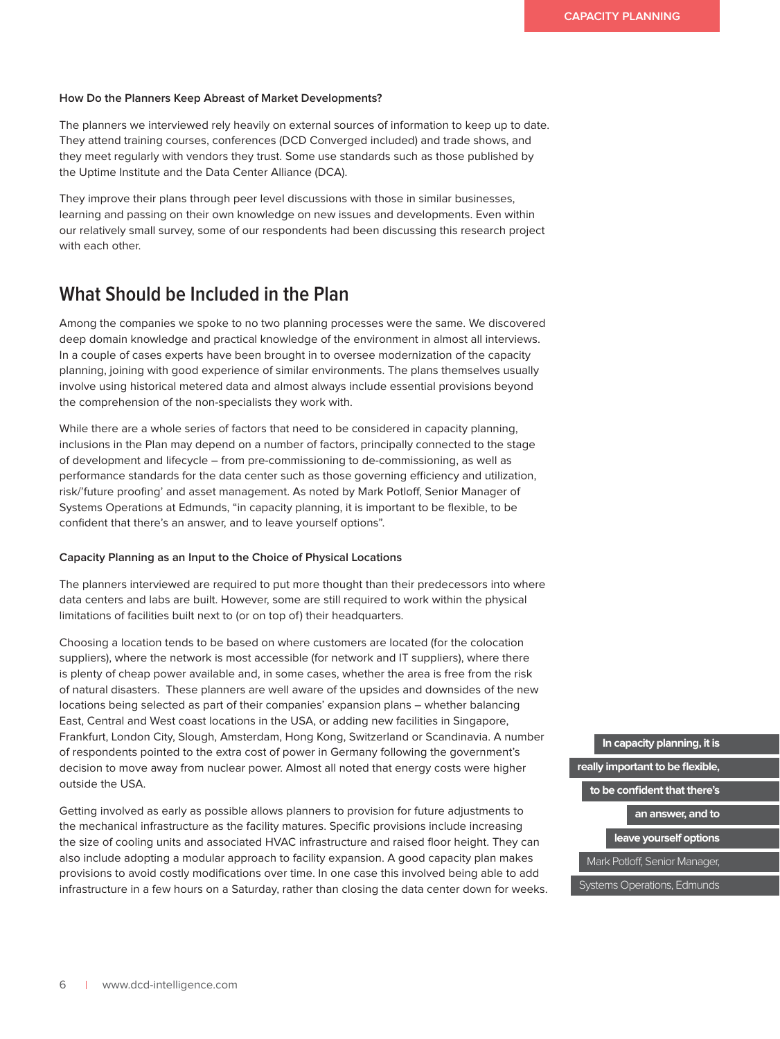**How Do the Planners Keep Abreast of Market Developments?**

The planners we interviewed rely heavily on external sources of information to keep up to date. They attend training courses, conferences (DCD Converged included) and trade shows, and they meet regularly with vendors they trust. Some use standards such as those published by the Uptime Institute and the Data Center Alliance (DCA).

They improve their plans through peer level discussions with those in similar businesses, learning and passing on their own knowledge on new issues and developments. Even within our relatively small survey, some of our respondents had been discussing this research project with each other.

## What Should be Included in the Plan

Among the companies we spoke to no two planning processes were the same. We discovered deep domain knowledge and practical knowledge of the environment in almost all interviews. In a couple of cases experts have been brought in to oversee modernization of the capacity planning, joining with good experience of similar environments. The plans themselves usually involve using historical metered data and almost always include essential provisions beyond the comprehension of the non-specialists they work with.

While there are a whole series of factors that need to be considered in capacity planning, inclusions in the Plan may depend on a number of factors, principally connected to the stage of development and lifecycle – from pre-commissioning to de-commissioning, as well as performance standards for the data center such as those governing efficiency and utilization, risk/'future proofing' and asset management. As noted by Mark Potloff, Senior Manager of Systems Operations at Edmunds, "in capacity planning, it is important to be flexible, to be confident that there's an answer, and to leave yourself options".

**Capacity Planning as an Input to the Choice of Physical Locations**

The planners interviewed are required to put more thought than their predecessors into where data centers and labs are built. However, some are still required to work within the physical limitations of facilities built next to (or on top of) their headquarters.

Choosing a location tends to be based on where customers are located (for the colocation suppliers), where the network is most accessible (for network and IT suppliers), where there is plenty of cheap power available and, in some cases, whether the area is free from the risk of natural disasters. These planners are well aware of the upsides and downsides of the new locations being selected as part of their companies' expansion plans – whether balancing East, Central and West coast locations in the USA, or adding new facilities in Singapore, Frankfurt, London City, Slough, Amsterdam, Hong Kong, Switzerland or Scandinavia. A number of respondents pointed to the extra cost of power in Germany following the government's decision to move away from nuclear power. Almost all noted that energy costs were higher outside the USA.

Getting involved as early as possible allows planners to provision for future adjustments to the mechanical infrastructure as the facility matures. Specific provisions include increasing the size of cooling units and associated HVAC infrastructure and raised floor height. They can also include adopting a modular approach to facility expansion. A good capacity plan makes provisions to avoid costly modifications over time. In one case this involved being able to add infrastructure in a few hours on a Saturday, rather than closing the data center down for weeks.

> **In capacity planning, it is really important to be flexible, to be confident that there's an answer, and to leave yourself options**
>
> Mark Potloff, Senior Manager, Systems Operations, Edmunds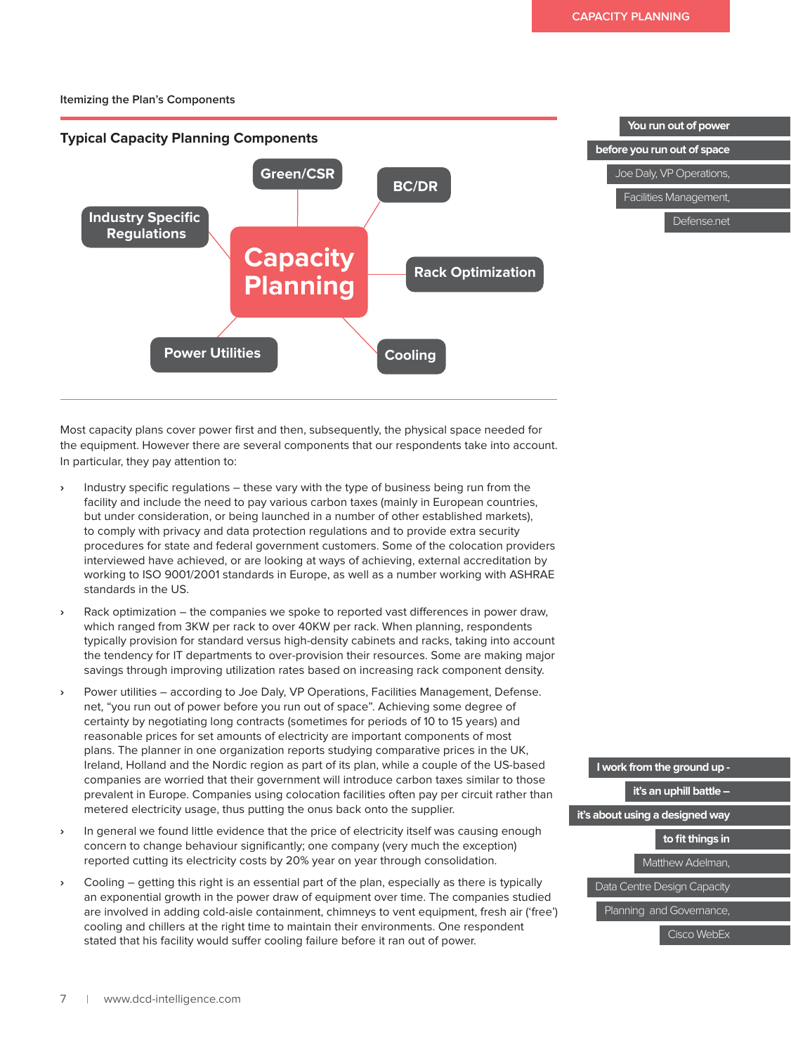Itemizing the Plan's Components

### Typical Capacity Planning Components

Capacity Planning

- Green/CSR
- BC/DR
- Industry Specific Regulations
- Rack Optimization
- Power Utilities
- Cooling

> **You run out of power before you run out of space**
> Joe Daly, VP Operations, Facilities Management, Defense.net

Most capacity plans cover power first and then, subsequently, the physical space needed for the equipment. However there are several components that our respondents take into account. In particular, they pay attention to:

- Industry specific regulations – these vary with the type of business being run from the facility and include the need to pay various carbon taxes (mainly in European countries, but under consideration, or being launched in a number of other established markets), to comply with privacy and data protection regulations and to provide extra security procedures for state and federal government customers. Some of the colocation providers interviewed have achieved, or are looking at ways of achieving, external accreditation by working to ISO 9001/2001 standards in Europe, as well as a number working with ASHRAE standards in the US.
- Rack optimization – the companies we spoke to reported vast differences in power draw, which ranged from 3KW per rack to over 40KW per rack. When planning, respondents typically provision for standard versus high-density cabinets and racks, taking into account the tendency for IT departments to over-provision their resources. Some are making major savings through improving utilization rates based on increasing rack component density.
- Power utilities – according to Joe Daly, VP Operations, Facilities Management, Defense.net, "you run out of power before you run out of space". Achieving some degree of certainty by negotiating long contracts (sometimes for periods of 10 to 15 years) and reasonable prices for set amounts of electricity are important components of most plans. The planner in one organization reports studying comparative prices in the UK, Ireland, Holland and the Nordic region as part of its plan, while a couple of the US-based companies are worried that their government will introduce carbon taxes similar to those prevalent in Europe. Companies using colocation facilities often pay per circuit rather than metered electricity usage, thus putting the onus back onto the supplier.
- In general we found little evidence that the price of electricity itself was causing enough concern to change behaviour significantly; one company (very much the exception) reported cutting its electricity costs by 20% year on year through consolidation.
- Cooling – getting this right is an essential part of the plan, especially as there is typically an exponential growth in the power draw of equipment over time. The companies studied are involved in adding cold-aisle containment, chimneys to vent equipment, fresh air ('free') cooling and chillers at the right time to maintain their environments. One respondent stated that his facility would suffer cooling failure before it ran out of power.

> **I work from the ground up - it's an uphill battle – it's about using a designed way to fit things in**
> Matthew Adelman, Data Centre Design Capacity Planning and Governance, Cisco WebEx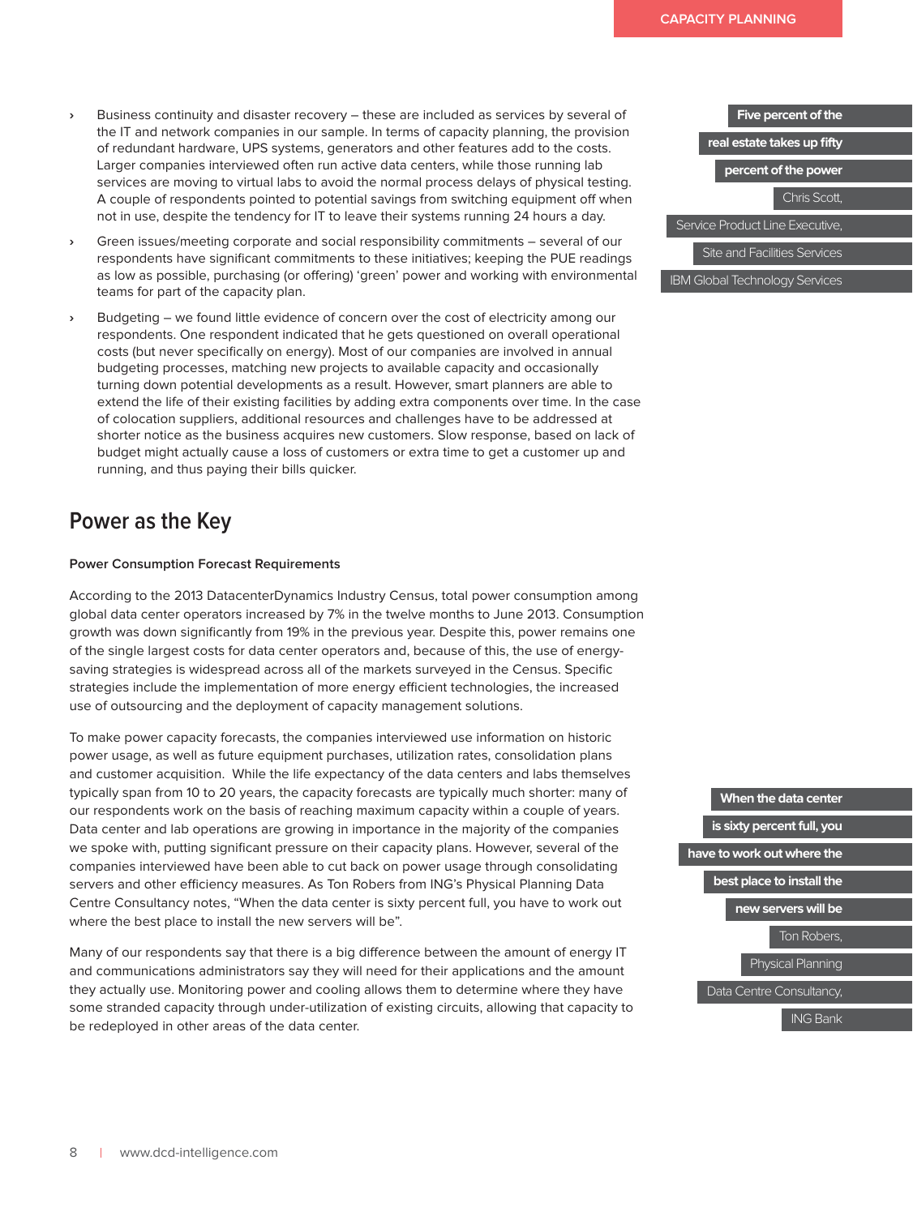- Business continuity and disaster recovery – these are included as services by several of the IT and network companies in our sample. In terms of capacity planning, the provision of redundant hardware, UPS systems, generators and other features add to the costs. Larger companies interviewed often run active data centers, while those running lab services are moving to virtual labs to avoid the normal process delays of physical testing. A couple of respondents pointed to potential savings from switching equipment off when not in use, despite the tendency for IT to leave their systems running 24 hours a day.
- Green issues/meeting corporate and social responsibility commitments – several of our respondents have significant commitments to these initiatives; keeping the PUE readings as low as possible, purchasing (or offering) 'green' power and working with environmental teams for part of the capacity plan.
- Budgeting – we found little evidence of concern over the cost of electricity among our respondents. One respondent indicated that he gets questioned on overall operational costs (but never specifically on energy). Most of our companies are involved in annual budgeting processes, matching new projects to available capacity and occasionally turning down potential developments as a result. However, smart planners are able to extend the life of their existing facilities by adding extra components over time. In the case of colocation suppliers, additional resources and challenges have to be addressed at shorter notice as the business acquires new customers. Slow response, based on lack of budget might actually cause a loss of customers or extra time to get a customer up and running, and thus paying their bills quicker.

> **Five percent of the real estate takes up fifty percent of the power**
>
> Chris Scott, Service Product Line Executive, Site and Facilities Services IBM Global Technology Services

## Power as the Key

**Power Consumption Forecast Requirements**

According to the 2013 DatacenterDynamics Industry Census, total power consumption among global data center operators increased by 7% in the twelve months to June 2013. Consumption growth was down significantly from 19% in the previous year. Despite this, power remains one of the single largest costs for data center operators and, because of this, the use of energy-saving strategies is widespread across all of the markets surveyed in the Census. Specific strategies include the implementation of more energy efficient technologies, the increased use of outsourcing and the deployment of capacity management solutions.

To make power capacity forecasts, the companies interviewed use information on historic power usage, as well as future equipment purchases, utilization rates, consolidation plans and customer acquisition. While the life expectancy of the data centers and labs themselves typically span from 10 to 20 years, the capacity forecasts are typically much shorter: many of our respondents work on the basis of reaching maximum capacity within a couple of years. Data center and lab operations are growing in importance in the majority of the companies we spoke with, putting significant pressure on their capacity plans. However, several of the companies interviewed have been able to cut back on power usage through consolidating servers and other efficiency measures. As Ton Robers from ING's Physical Planning Data Centre Consultancy notes, "When the data center is sixty percent full, you have to work out where the best place to install the new servers will be".

Many of our respondents say that there is a big difference between the amount of energy IT and communications administrators say they will need for their applications and the amount they actually use. Monitoring power and cooling allows them to determine where they have some stranded capacity through under-utilization of existing circuits, allowing that capacity to be redeployed in other areas of the data center.

> **When the data center is sixty percent full, you have to work out where the best place to install the new servers will be**
>
> Ton Robers, Physical Planning Data Centre Consultancy, ING Bank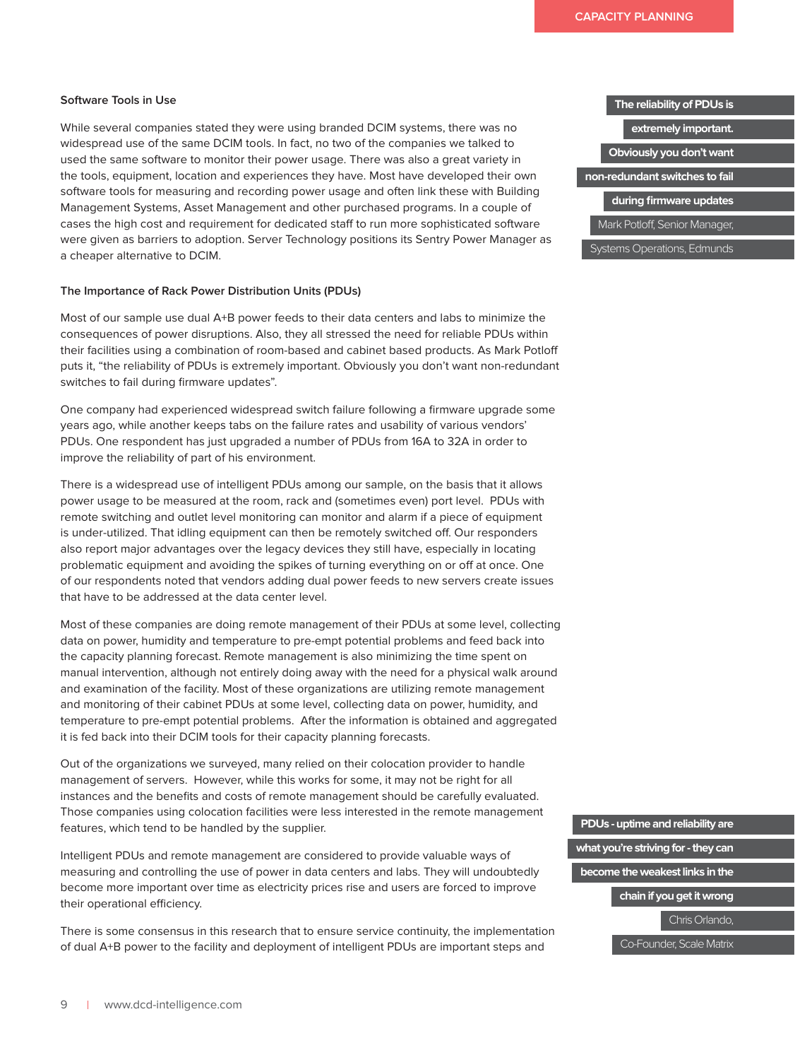### Software Tools in Use

While several companies stated they were using branded DCIM systems, there was no widespread use of the same DCIM tools. In fact, no two of the companies we talked to used the same software to monitor their power usage. There was also a great variety in the tools, equipment, location and experiences they have. Most have developed their own software tools for measuring and recording power usage and often link these with Building Management Systems, Asset Management and other purchased programs. In a couple of cases the high cost and requirement for dedicated staff to run more sophisticated software were given as barriers to adoption. Server Technology positions its Sentry Power Manager as a cheaper alternative to DCIM.

> **The reliability of PDUs is extremely important. Obviously you don't want non-redundant switches to fail during firmware updates**
>
> Mark Potloff, Senior Manager, Systems Operations, Edmunds

### The Importance of Rack Power Distribution Units (PDUs)

Most of our sample use dual A+B power feeds to their data centers and labs to minimize the consequences of power disruptions. Also, they all stressed the need for reliable PDUs within their facilities using a combination of room-based and cabinet based products. As Mark Potloff puts it, "the reliability of PDUs is extremely important. Obviously you don't want non-redundant switches to fail during firmware updates".

One company had experienced widespread switch failure following a firmware upgrade some years ago, while another keeps tabs on the failure rates and usability of various vendors' PDUs. One respondent has just upgraded a number of PDUs from 16A to 32A in order to improve the reliability of part of his environment.

There is a widespread use of intelligent PDUs among our sample, on the basis that it allows power usage to be measured at the room, rack and (sometimes even) port level. PDUs with remote switching and outlet level monitoring can monitor and alarm if a piece of equipment is under-utilized. That idling equipment can then be remotely switched off. Our responders also report major advantages over the legacy devices they still have, especially in locating problematic equipment and avoiding the spikes of turning everything on or off at once. One of our respondents noted that vendors adding dual power feeds to new servers create issues that have to be addressed at the data center level.

Most of these companies are doing remote management of their PDUs at some level, collecting data on power, humidity and temperature to pre-empt potential problems and feed back into the capacity planning forecast. Remote management is also minimizing the time spent on manual intervention, although not entirely doing away with the need for a physical walk around and examination of the facility. Most of these organizations are utilizing remote management and monitoring of their cabinet PDUs at some level, collecting data on power, humidity, and temperature to pre-empt potential problems. After the information is obtained and aggregated it is fed back into their DCIM tools for their capacity planning forecasts.

Out of the organizations we surveyed, many relied on their colocation provider to handle management of servers. However, while this works for some, it may not be right for all instances and the benefits and costs of remote management should be carefully evaluated. Those companies using colocation facilities were less interested in the remote management features, which tend to be handled by the supplier.

> **PDUs - uptime and reliability are what you're striving for - they can become the weakest links in the chain if you get it wrong**
>
> Chris Orlando, Co-Founder, Scale Matrix

Intelligent PDUs and remote management are considered to provide valuable ways of measuring and controlling the use of power in data centers and labs. They will undoubtedly become more important over time as electricity prices rise and users are forced to improve their operational efficiency.

There is some consensus in this research that to ensure service continuity, the implementation of dual A+B power to the facility and deployment of intelligent PDUs are important steps and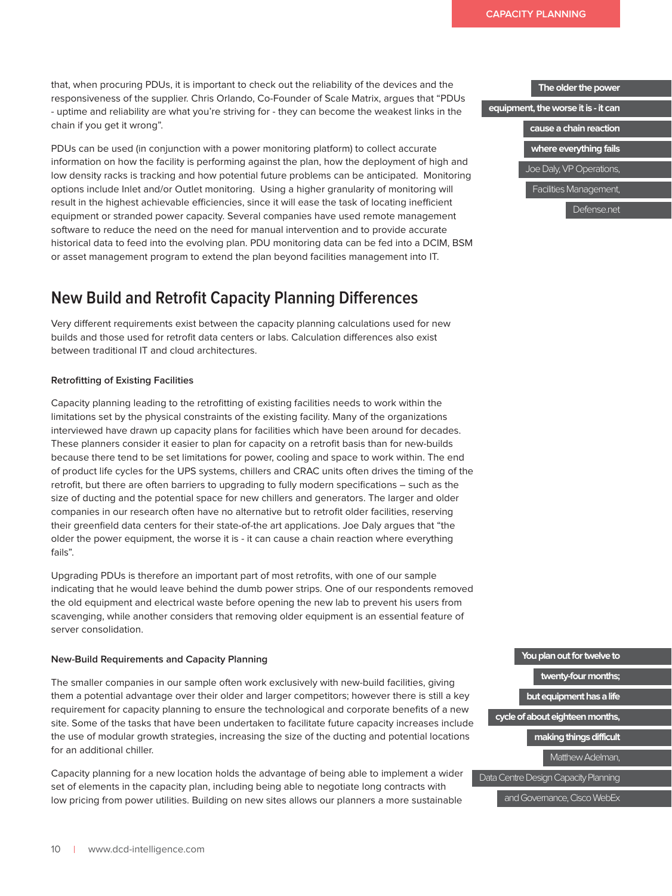that, when procuring PDUs, it is important to check out the reliability of the devices and the responsiveness of the supplier. Chris Orlando, Co-Founder of Scale Matrix, argues that "PDUs - uptime and reliability are what you're striving for - they can become the weakest links in the chain if you get it wrong".

PDUs can be used (in conjunction with a power monitoring platform) to collect accurate information on how the facility is performing against the plan, how the deployment of high and low density racks is tracking and how potential future problems can be anticipated. Monitoring options include Inlet and/or Outlet monitoring. Using a higher granularity of monitoring will result in the highest achievable efficiencies, since it will ease the task of locating inefficient equipment or stranded power capacity. Several companies have used remote management software to reduce the need on the need for manual intervention and to provide accurate historical data to feed into the evolving plan. PDU monitoring data can be fed into a DCIM, BSM or asset management program to extend the plan beyond facilities management into IT.

> **The older the power equipment, the worse it is - it can cause a chain reaction where everything fails**
>
> Joe Daly, VP Operations, Facilities Management, Defense.net

## New Build and Retrofit Capacity Planning Differences

Very different requirements exist between the capacity planning calculations used for new builds and those used for retrofit data centers or labs. Calculation differences also exist between traditional IT and cloud architectures.

### Retrofitting of Existing Facilities

Capacity planning leading to the retrofitting of existing facilities needs to work within the limitations set by the physical constraints of the existing facility. Many of the organizations interviewed have drawn up capacity plans for facilities which have been around for decades. These planners consider it easier to plan for capacity on a retrofit basis than for new-builds because there tend to be set limitations for power, cooling and space to work within. The end of product life cycles for the UPS systems, chillers and CRAC units often drives the timing of the retrofit, but there are often barriers to upgrading to fully modern specifications – such as the size of ducting and the potential space for new chillers and generators. The larger and older companies in our research often have no alternative but to retrofit older facilities, reserving their greenfield data centers for their state-of-the art applications. Joe Daly argues that "the older the power equipment, the worse it is - it can cause a chain reaction where everything fails".

Upgrading PDUs is therefore an important part of most retrofits, with one of our sample indicating that he would leave behind the dumb power strips. One of our respondents removed the old equipment and electrical waste before opening the new lab to prevent his users from scavenging, while another considers that removing older equipment is an essential feature of server consolidation.

### New-Build Requirements and Capacity Planning

The smaller companies in our sample often work exclusively with new-build facilities, giving them a potential advantage over their older and larger competitors; however there is still a key requirement for capacity planning to ensure the technological and corporate benefits of a new site. Some of the tasks that have been undertaken to facilitate future capacity increases include the use of modular growth strategies, increasing the size of the ducting and potential locations for an additional chiller.

Capacity planning for a new location holds the advantage of being able to implement a wider set of elements in the capacity plan, including being able to negotiate long contracts with low pricing from power utilities. Building on new sites allows our planners a more sustainable

> **You plan out for twelve to twenty-four months; but equipment has a life cycle of about eighteen months, making things difficult**
>
> Matthew Adelman, Data Centre Design Capacity Planning and Governance, Cisco WebEx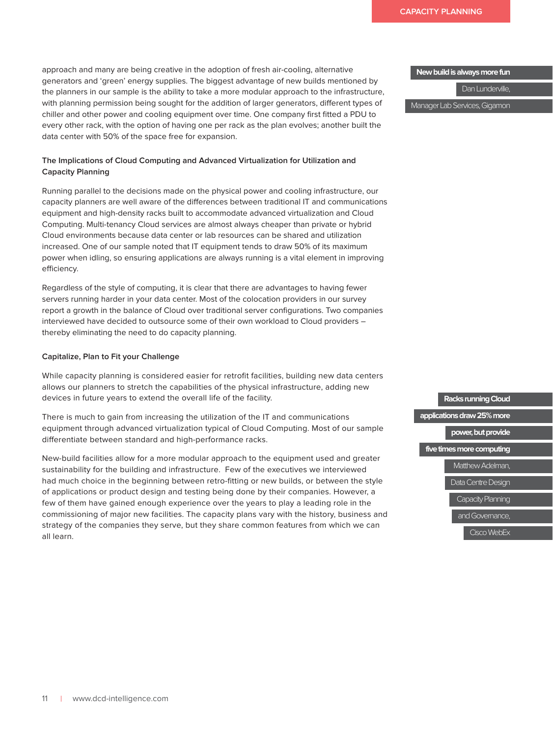approach and many are being creative in the adoption of fresh air-cooling, alternative generators and 'green' energy supplies. The biggest advantage of new builds mentioned by the planners in our sample is the ability to take a more modular approach to the infrastructure, with planning permission being sought for the addition of larger generators, different types of chiller and other power and cooling equipment over time. One company first fitted a PDU to every other rack, with the option of having one per rack as the plan evolves; another built the data center with 50% of the space free for expansion.

> **New build is always more fun**
>
> Dan Lunderville,
> Manager Lab Services, Gigamon

### The Implications of Cloud Computing and Advanced Virtualization for Utilization and Capacity Planning

Running parallel to the decisions made on the physical power and cooling infrastructure, our capacity planners are well aware of the differences between traditional IT and communications equipment and high-density racks built to accommodate advanced virtualization and Cloud Computing. Multi-tenancy Cloud services are almost always cheaper than private or hybrid Cloud environments because data center or lab resources can be shared and utilization increased. One of our sample noted that IT equipment tends to draw 50% of its maximum power when idling, so ensuring applications are always running is a vital element in improving efficiency.

Regardless of the style of computing, it is clear that there are advantages to having fewer servers running harder in your data center. Most of the colocation providers in our survey report a growth in the balance of Cloud over traditional server configurations. Two companies interviewed have decided to outsource some of their own workload to Cloud providers – thereby eliminating the need to do capacity planning.

### Capitalize, Plan to Fit your Challenge

While capacity planning is considered easier for retrofit facilities, building new data centers allows our planners to stretch the capabilities of the physical infrastructure, adding new devices in future years to extend the overall life of the facility.

There is much to gain from increasing the utilization of the IT and communications equipment through advanced virtualization typical of Cloud Computing. Most of our sample differentiate between standard and high-performance racks.

New-build facilities allow for a more modular approach to the equipment used and greater sustainability for the building and infrastructure. Few of the executives we interviewed had much choice in the beginning between retro-fitting or new builds, or between the style of applications or product design and testing being done by their companies. However, a few of them have gained enough experience over the years to play a leading role in the commissioning of major new facilities. The capacity plans vary with the history, business and strategy of the companies they serve, but they share common features from which we can all learn.

> **Racks running Cloud applications draw 25% more power, but provide five times more computing**
>
> Matthew Adelman,
> Data Centre Design Capacity Planning and Governance,
> Cisco WebEx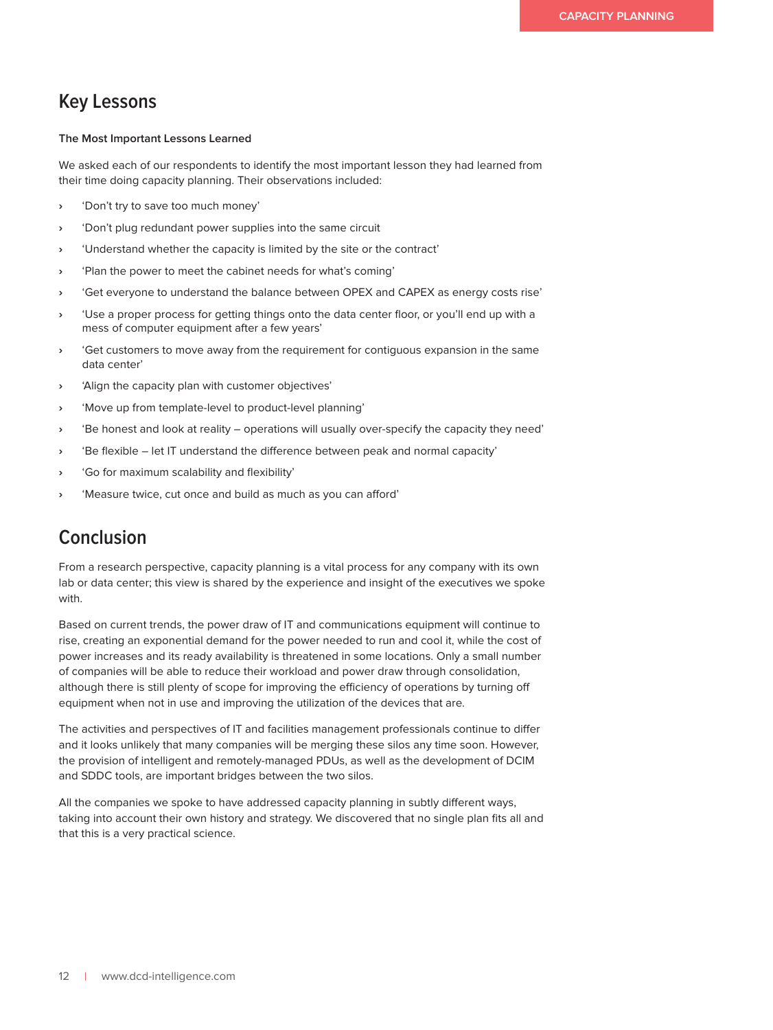## Key Lessons

**The Most Important Lessons Learned**

We asked each of our respondents to identify the most important lesson they had learned from their time doing capacity planning. Their observations included:

- 'Don't try to save too much money'
- 'Don't plug redundant power supplies into the same circuit
- 'Understand whether the capacity is limited by the site or the contract'
- 'Plan the power to meet the cabinet needs for what's coming'
- 'Get everyone to understand the balance between OPEX and CAPEX as energy costs rise'
- 'Use a proper process for getting things onto the data center floor, or you'll end up with a mess of computer equipment after a few years'
- 'Get customers to move away from the requirement for contiguous expansion in the same data center'
- 'Align the capacity plan with customer objectives'
- 'Move up from template-level to product-level planning'
- 'Be honest and look at reality – operations will usually over-specify the capacity they need'
- 'Be flexible – let IT understand the difference between peak and normal capacity'
- 'Go for maximum scalability and flexibility'
- 'Measure twice, cut once and build as much as you can afford'

## Conclusion

From a research perspective, capacity planning is a vital process for any company with its own lab or data center; this view is shared by the experience and insight of the executives we spoke with.

Based on current trends, the power draw of IT and communications equipment will continue to rise, creating an exponential demand for the power needed to run and cool it, while the cost of power increases and its ready availability is threatened in some locations. Only a small number of companies will be able to reduce their workload and power draw through consolidation, although there is still plenty of scope for improving the efficiency of operations by turning off equipment when not in use and improving the utilization of the devices that are.

The activities and perspectives of IT and facilities management professionals continue to differ and it looks unlikely that many companies will be merging these silos any time soon. However, the provision of intelligent and remotely-managed PDUs, as well as the development of DCIM and SDDC tools, are important bridges between the two silos.

All the companies we spoke to have addressed capacity planning in subtly different ways, taking into account their own history and strategy. We discovered that no single plan fits all and that this is a very practical science.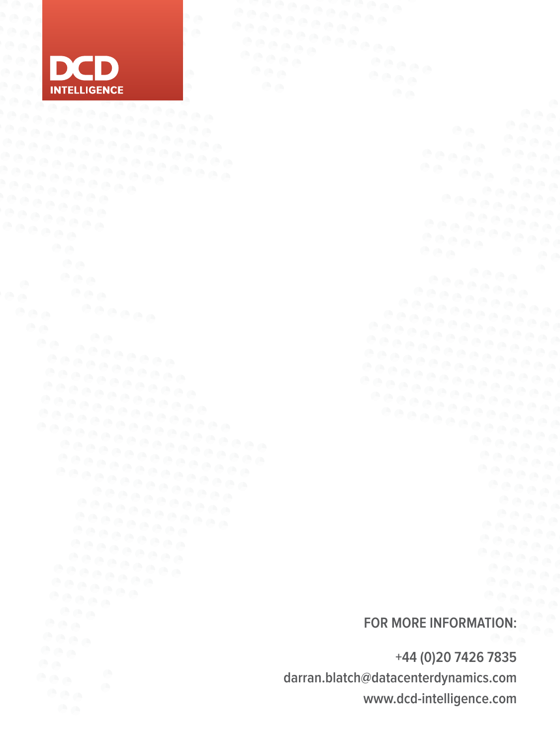DCD INTELLIGENCE

FOR MORE INFORMATION:

+44 (0)20 7426 7835
darran.blatch@datacenterdynamics.com
www.dcd-intelligence.com